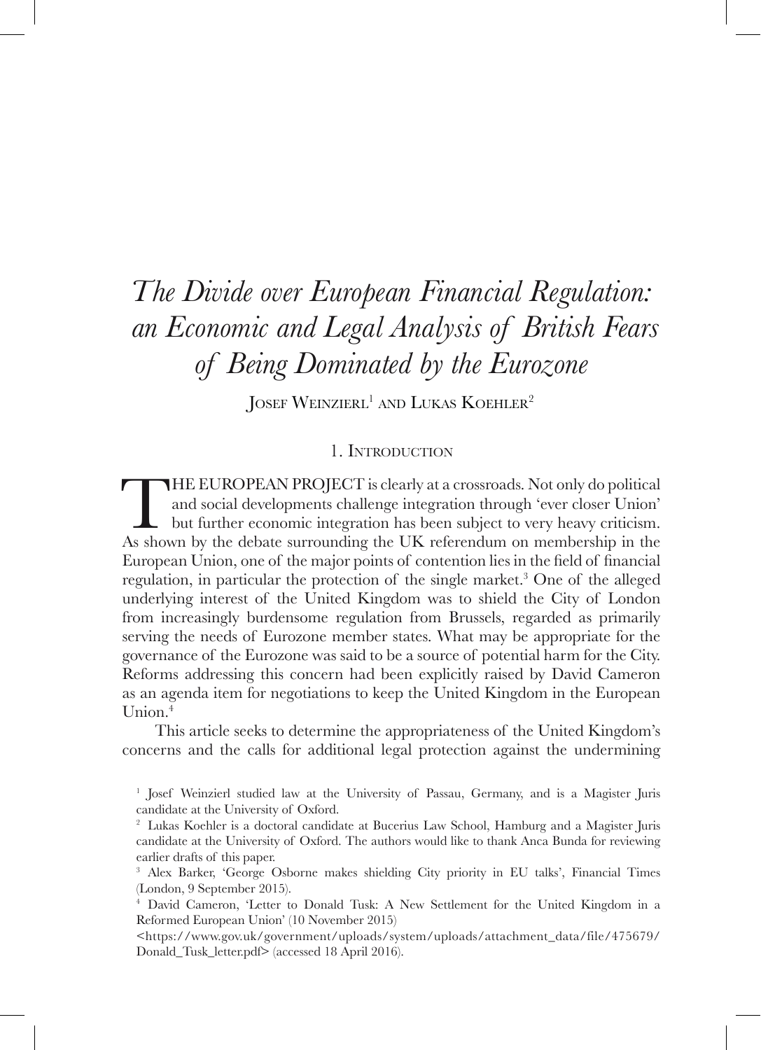# *The Divide over European Financial Regulation: an Economic and Legal Analysis of British Fears of Being Dominated by the Eurozone*

Josef Weinzierl[1] and Lukas Koehler[2]

## 1. Introduction

THE EUROPEAN PROJECT is clearly at a crossroads. Not only do political and social developments challenge integration through 'ever closer Union' but further economic integration has been subject to very heavy criticism. As shown by the debate surrounding the UK referendum on membership in the European Union, one of the major points of contention lies in the field of financial regulation, in particular the protection of the single market.[3] One of the alleged underlying interest of the United Kingdom was to shield the City of London from increasingly burdensome regulation from Brussels, regarded as primarily serving the needs of Eurozone member states. What may be appropriate for the governance of the Eurozone was said to be a source of potential harm for the City. Reforms addressing this concern had been explicitly raised by David Cameron as an agenda item for negotiations to keep the United Kingdom in the European Union.[4]

This article seeks to determine the appropriateness of the United Kingdom's concerns and the calls for additional legal protection against the undermining

---

[1] Josef Weinzierl studied law at the University of Passau, Germany, and is a Magister Juris candidate at the University of Oxford.

[2] Lukas Koehler is a doctoral candidate at Bucerius Law School, Hamburg and a Magister Juris candidate at the University of Oxford. The authors would like to thank Anca Bunda for reviewing earlier drafts of this paper.

[3] Alex Barker, 'George Osborne makes shielding City priority in EU talks', Financial Times (London, 9 September 2015).

[4] David Cameron, 'Letter to Donald Tusk: A New Settlement for the United Kingdom in a Reformed European Union' (10 November 2015) <https://www.gov.uk/government/uploads/system/uploads/attachment_data/file/475679/Donald_Tusk_letter.pdf> (accessed 18 April 2016).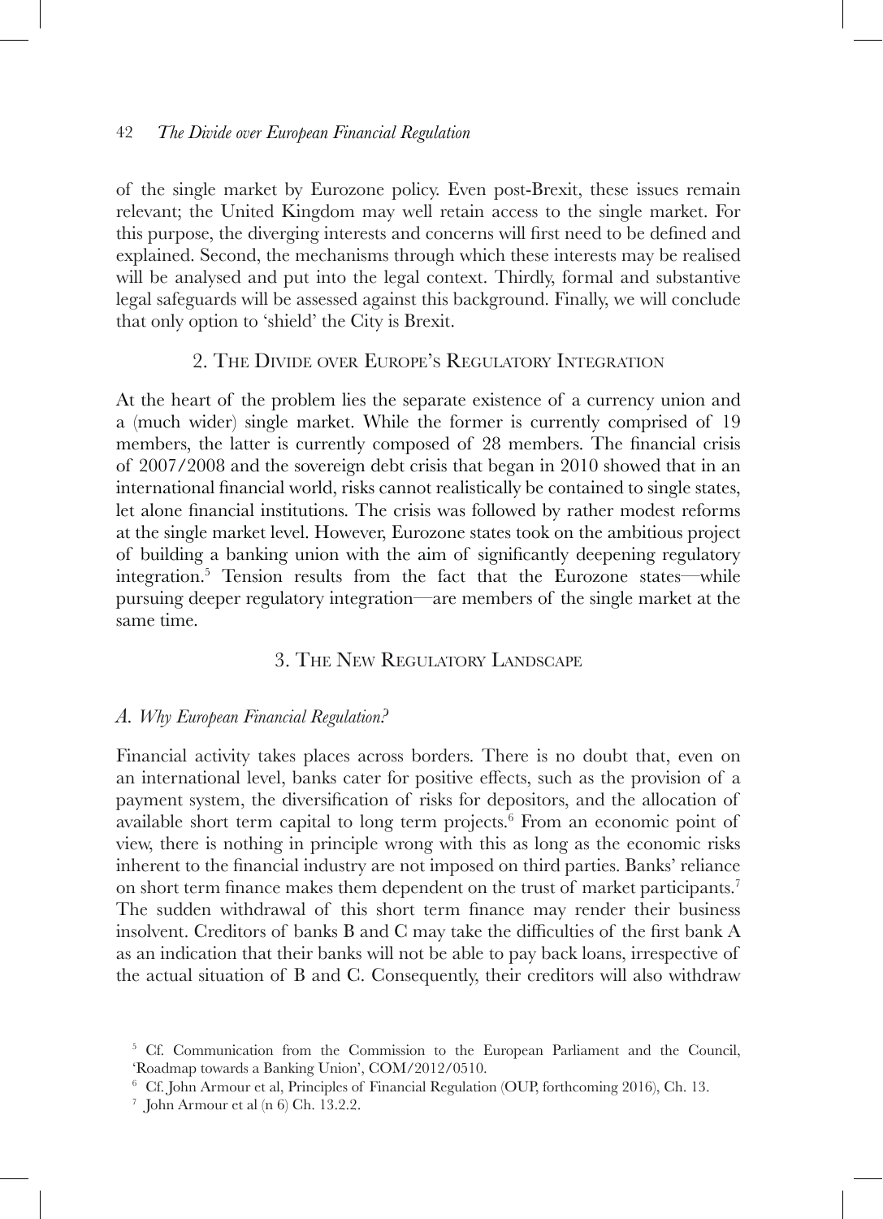of the single market by Eurozone policy. Even post-Brexit, these issues remain relevant; the United Kingdom may well retain access to the single market. For this purpose, the diverging interests and concerns will first need to be defined and explained. Second, the mechanisms through which these interests may be realised will be analysed and put into the legal context. Thirdly, formal and substantive legal safeguards will be assessed against this background. Finally, we will conclude that only option to 'shield' the City is Brexit.

## 2. The Divide over Europe's Regulatory Integration

At the heart of the problem lies the separate existence of a currency union and a (much wider) single market. While the former is currently comprised of 19 members, the latter is currently composed of 28 members. The financial crisis of 2007/2008 and the sovereign debt crisis that began in 2010 showed that in an international financial world, risks cannot realistically be contained to single states, let alone financial institutions. The crisis was followed by rather modest reforms at the single market level. However, Eurozone states took on the ambitious project of building a banking union with the aim of significantly deepening regulatory integration.[5] Tension results from the fact that the Eurozone states—while pursuing deeper regulatory integration—are members of the single market at the same time.

## 3. The New Regulatory Landscape

### *A. Why European Financial Regulation?*

Financial activity takes places across borders. There is no doubt that, even on an international level, banks cater for positive effects, such as the provision of a payment system, the diversification of risks for depositors, and the allocation of available short term capital to long term projects.[6] From an economic point of view, there is nothing in principle wrong with this as long as the economic risks inherent to the financial industry are not imposed on third parties. Banks' reliance on short term finance makes them dependent on the trust of market participants.[7] The sudden withdrawal of this short term finance may render their business insolvent. Creditors of banks B and C may take the difficulties of the first bank A as an indication that their banks will not be able to pay back loans, irrespective of the actual situation of B and C. Consequently, their creditors will also withdraw

---

[5] Cf. Communication from the Commission to the European Parliament and the Council, 'Roadmap towards a Banking Union', COM/2012/0510.

[6] Cf. John Armour et al, Principles of Financial Regulation (OUP, forthcoming 2016), Ch. 13.

[7] John Armour et al (n 6) Ch. 13.2.2.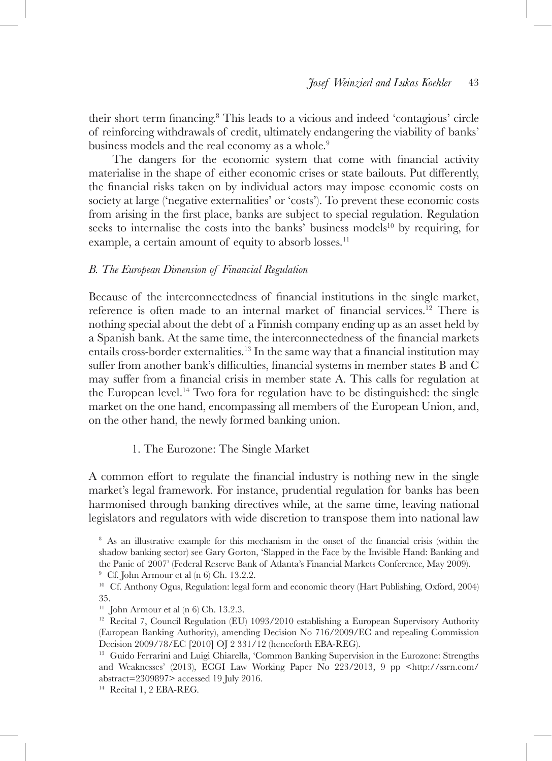their short term financing.[8] This leads to a vicious and indeed 'contagious' circle of reinforcing withdrawals of credit, ultimately endangering the viability of banks' business models and the real economy as a whole.[9]

The dangers for the economic system that come with financial activity materialise in the shape of either economic crises or state bailouts. Put differently, the financial risks taken on by individual actors may impose economic costs on society at large ('negative externalities' or 'costs'). To prevent these economic costs from arising in the first place, banks are subject to special regulation. Regulation seeks to internalise the costs into the banks' business models[10] by requiring, for example, a certain amount of equity to absorb losses.[11]

### *B. The European Dimension of Financial Regulation*

Because of the interconnectedness of financial institutions in the single market, reference is often made to an internal market of financial services.[12] There is nothing special about the debt of a Finnish company ending up as an asset held by a Spanish bank. At the same time, the interconnectedness of the financial markets entails cross-border externalities.[13] In the same way that a financial institution may suffer from another bank's difficulties, financial systems in member states B and C may suffer from a financial crisis in member state A. This calls for regulation at the European level.[14] Two fora for regulation have to be distinguished: the single market on the one hand, encompassing all members of the European Union, and, on the other hand, the newly formed banking union.

#### 1. The Eurozone: The Single Market

A common effort to regulate the financial industry is nothing new in the single market's legal framework. For instance, prudential regulation for banks has been harmonised through banking directives while, at the same time, leaving national legislators and regulators with wide discretion to transpose them into national law

---

[8] As an illustrative example for this mechanism in the onset of the financial crisis (within the shadow banking sector) see Gary Gorton, 'Slapped in the Face by the Invisible Hand: Banking and the Panic of 2007' (Federal Reserve Bank of Atlanta's Financial Markets Conference, May 2009).

[9] Cf. John Armour et al (n 6) Ch. 13.2.2.

[10] Cf. Anthony Ogus, Regulation: legal form and economic theory (Hart Publishing, Oxford, 2004) 35.

[11] John Armour et al (n 6) Ch. 13.2.3.

[12] Recital 7, Council Regulation (EU) 1093/2010 establishing a European Supervisory Authority (European Banking Authority), amending Decision No 716/2009/EC and repealing Commission Decision 2009/78/EC [2010] OJ 2 331/12 (henceforth EBA-REG).

[13] Guido Ferrarini and Luigi Chiarella, 'Common Banking Supervision in the Eurozone: Strengths and Weaknesses' (2013), ECGI Law Working Paper No 223/2013, 9 pp <http://ssrn.com/abstract=2309897> accessed 19 July 2016.

[14] Recital 1, 2 EBA-REG.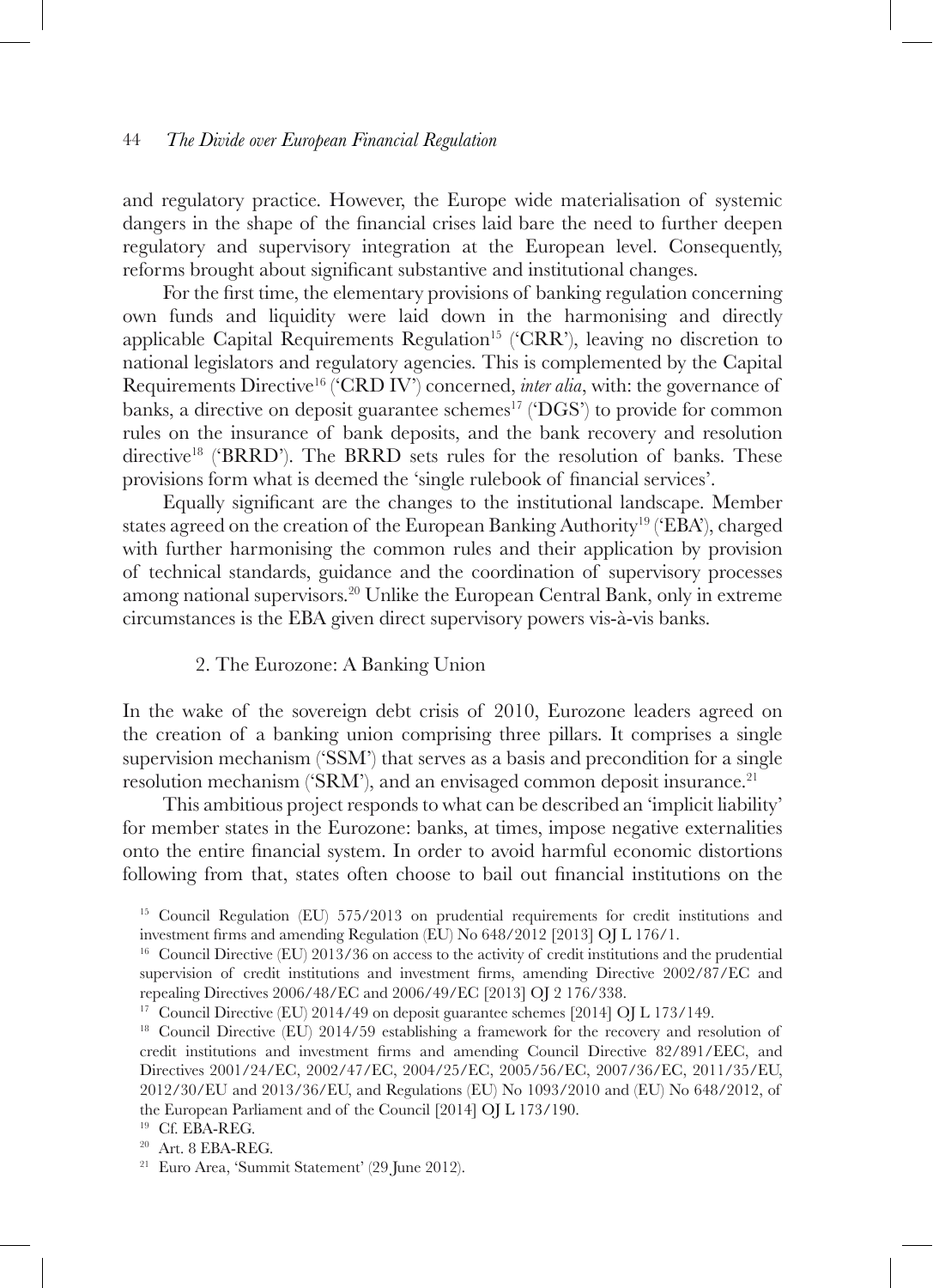and regulatory practice. However, the Europe wide materialisation of systemic dangers in the shape of the financial crises laid bare the need to further deepen regulatory and supervisory integration at the European level. Consequently, reforms brought about significant substantive and institutional changes.

For the first time, the elementary provisions of banking regulation concerning own funds and liquidity were laid down in the harmonising and directly applicable Capital Requirements Regulation[15] ('CRR'), leaving no discretion to national legislators and regulatory agencies. This is complemented by the Capital Requirements Directive[16] ('CRD IV') concerned, *inter alia*, with: the governance of banks, a directive on deposit guarantee schemes[17] ('DGS') to provide for common rules on the insurance of bank deposits, and the bank recovery and resolution directive[18] ('BRRD'). The BRRD sets rules for the resolution of banks. These provisions form what is deemed the 'single rulebook of financial services'.

Equally significant are the changes to the institutional landscape. Member states agreed on the creation of the European Banking Authority[19] ('EBA'), charged with further harmonising the common rules and their application by provision of technical standards, guidance and the coordination of supervisory processes among national supervisors.[20] Unlike the European Central Bank, only in extreme circumstances is the EBA given direct supervisory powers vis-à-vis banks.

### 2. The Eurozone: A Banking Union

In the wake of the sovereign debt crisis of 2010, Eurozone leaders agreed on the creation of a banking union comprising three pillars. It comprises a single supervision mechanism ('SSM') that serves as a basis and precondition for a single resolution mechanism ('SRM'), and an envisaged common deposit insurance.[21]

This ambitious project responds to what can be described an 'implicit liability' for member states in the Eurozone: banks, at times, impose negative externalities onto the entire financial system. In order to avoid harmful economic distortions following from that, states often choose to bail out financial institutions on the

---

[15] Council Regulation (EU) 575/2013 on prudential requirements for credit institutions and investment firms and amending Regulation (EU) No 648/2012 [2013] OJ L 176/1.

[16] Council Directive (EU) 2013/36 on access to the activity of credit institutions and the prudential supervision of credit institutions and investment firms, amending Directive 2002/87/EC and repealing Directives 2006/48/EC and 2006/49/EC [2013] OJ 2 176/338.

[17] Council Directive (EU) 2014/49 on deposit guarantee schemes [2014] OJ L 173/149.

[18] Council Directive (EU) 2014/59 establishing a framework for the recovery and resolution of credit institutions and investment firms and amending Council Directive 82/891/EEC, and Directives 2001/24/EC, 2002/47/EC, 2004/25/EC, 2005/56/EC, 2007/36/EC, 2011/35/EU, 2012/30/EU and 2013/36/EU, and Regulations (EU) No 1093/2010 and (EU) No 648/2012, of the European Parliament and of the Council [2014] OJ L 173/190.

[19] Cf. EBA-REG.

[20] Art. 8 EBA-REG.

[21] Euro Area, 'Summit Statement' (29 June 2012).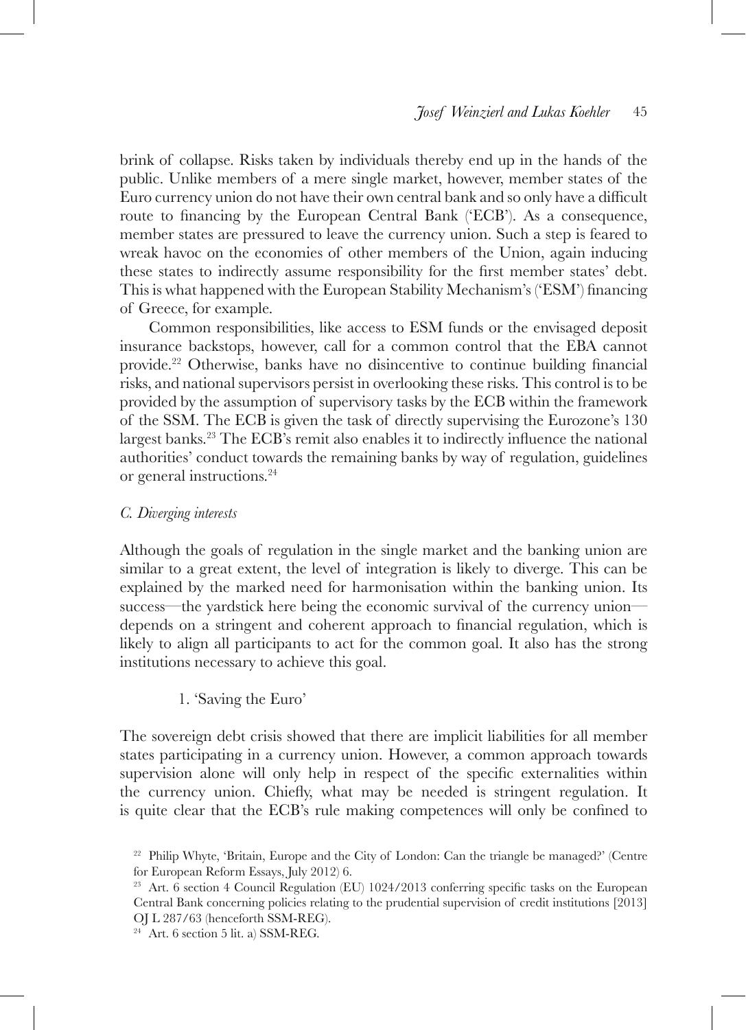brink of collapse. Risks taken by individuals thereby end up in the hands of the public. Unlike members of a mere single market, however, member states of the Euro currency union do not have their own central bank and so only have a difficult route to financing by the European Central Bank ('ECB'). As a consequence, member states are pressured to leave the currency union. Such a step is feared to wreak havoc on the economies of other members of the Union, again inducing these states to indirectly assume responsibility for the first member states' debt. This is what happened with the European Stability Mechanism's ('ESM') financing of Greece, for example.

Common responsibilities, like access to ESM funds or the envisaged deposit insurance backstops, however, call for a common control that the EBA cannot provide.[22] Otherwise, banks have no disincentive to continue building financial risks, and national supervisors persist in overlooking these risks. This control is to be provided by the assumption of supervisory tasks by the ECB within the framework of the SSM. The ECB is given the task of directly supervising the Eurozone's 130 largest banks.[23] The ECB's remit also enables it to indirectly influence the national authorities' conduct towards the remaining banks by way of regulation, guidelines or general instructions.[24]

### *C. Diverging interests*

Although the goals of regulation in the single market and the banking union are similar to a great extent, the level of integration is likely to diverge. This can be explained by the marked need for harmonisation within the banking union. Its success—the yardstick here being the economic survival of the currency union—depends on a stringent and coherent approach to financial regulation, which is likely to align all participants to act for the common goal. It also has the strong institutions necessary to achieve this goal.

#### 1. 'Saving the Euro'

The sovereign debt crisis showed that there are implicit liabilities for all member states participating in a currency union. However, a common approach towards supervision alone will only help in respect of the specific externalities within the currency union. Chiefly, what may be needed is stringent regulation. It is quite clear that the ECB's rule making competences will only be confined to

---

[22] Philip Whyte, 'Britain, Europe and the City of London: Can the triangle be managed?' (Centre for European Reform Essays, July 2012) 6.

[23] Art. 6 section 4 Council Regulation (EU) 1024/2013 conferring specific tasks on the European Central Bank concerning policies relating to the prudential supervision of credit institutions [2013] OJ L 287/63 (henceforth SSM-REG).

[24] Art. 6 section 5 lit. a) SSM-REG.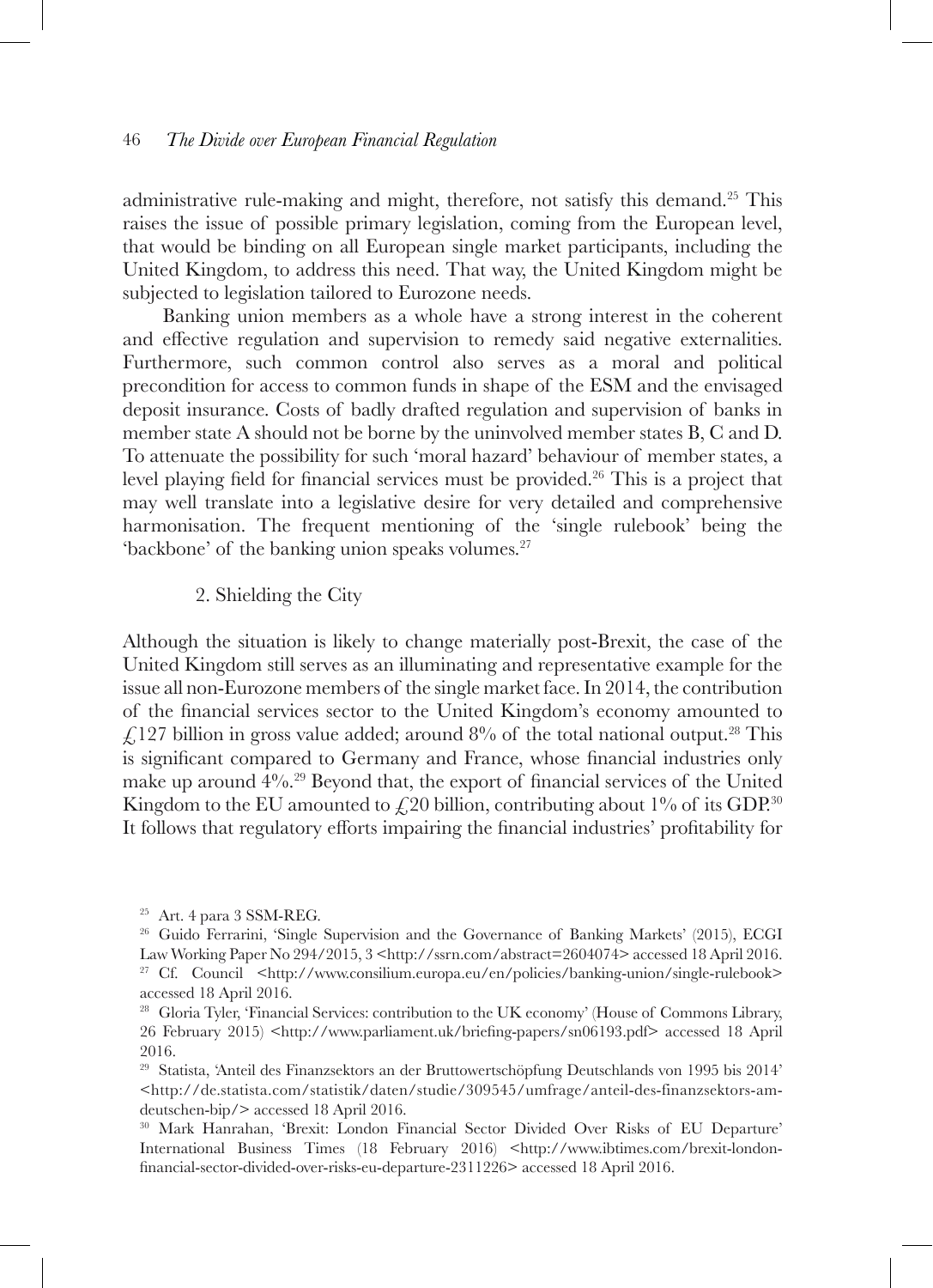administrative rule-making and might, therefore, not satisfy this demand.[25] This raises the issue of possible primary legislation, coming from the European level, that would be binding on all European single market participants, including the United Kingdom, to address this need. That way, the United Kingdom might be subjected to legislation tailored to Eurozone needs.

Banking union members as a whole have a strong interest in the coherent and effective regulation and supervision to remedy said negative externalities. Furthermore, such common control also serves as a moral and political precondition for access to common funds in shape of the ESM and the envisaged deposit insurance. Costs of badly drafted regulation and supervision of banks in member state A should not be borne by the uninvolved member states B, C and D. To attenuate the possibility for such 'moral hazard' behaviour of member states, a level playing field for financial services must be provided.[26] This is a project that may well translate into a legislative desire for very detailed and comprehensive harmonisation. The frequent mentioning of the 'single rulebook' being the 'backbone' of the banking union speaks volumes.[27]

### 2. Shielding the City

Although the situation is likely to change materially post-Brexit, the case of the United Kingdom still serves as an illuminating and representative example for the issue all non-Eurozone members of the single market face. In 2014, the contribution of the financial services sector to the United Kingdom's economy amounted to £127 billion in gross value added; around 8% of the total national output.[28] This is significant compared to Germany and France, whose financial industries only make up around 4%.[29] Beyond that, the export of financial services of the United Kingdom to the EU amounted to £20 billion, contributing about 1% of its GDP.[30] It follows that regulatory efforts impairing the financial industries' profitability for

---

[25] Art. 4 para 3 SSM-REG.

[26] Guido Ferrarini, 'Single Supervision and the Governance of Banking Markets' (2015), ECGI Law Working Paper No 294/2015, 3 <http://ssrn.com/abstract=2604074> accessed 18 April 2016.

[27] Cf. Council <http://www.consilium.europa.eu/en/policies/banking-union/single-rulebook> accessed 18 April 2016.

[28] Gloria Tyler, 'Financial Services: contribution to the UK economy' (House of Commons Library, 26 February 2015) <http://www.parliament.uk/briefing-papers/sn06193.pdf> accessed 18 April 2016.

[29] Statista, 'Anteil des Finanzsektors an der Bruttowertschöpfung Deutschlands von 1995 bis 2014' <http://de.statista.com/statistik/daten/studie/309545/umfrage/anteil-des-finanzsektors-am-deutschen-bip/> accessed 18 April 2016.

[30] Mark Hanrahan, 'Brexit: London Financial Sector Divided Over Risks of EU Departure' International Business Times (18 February 2016) <http://www.ibtimes.com/brexit-london-financial-sector-divided-over-risks-eu-departure-2311226> accessed 18 April 2016.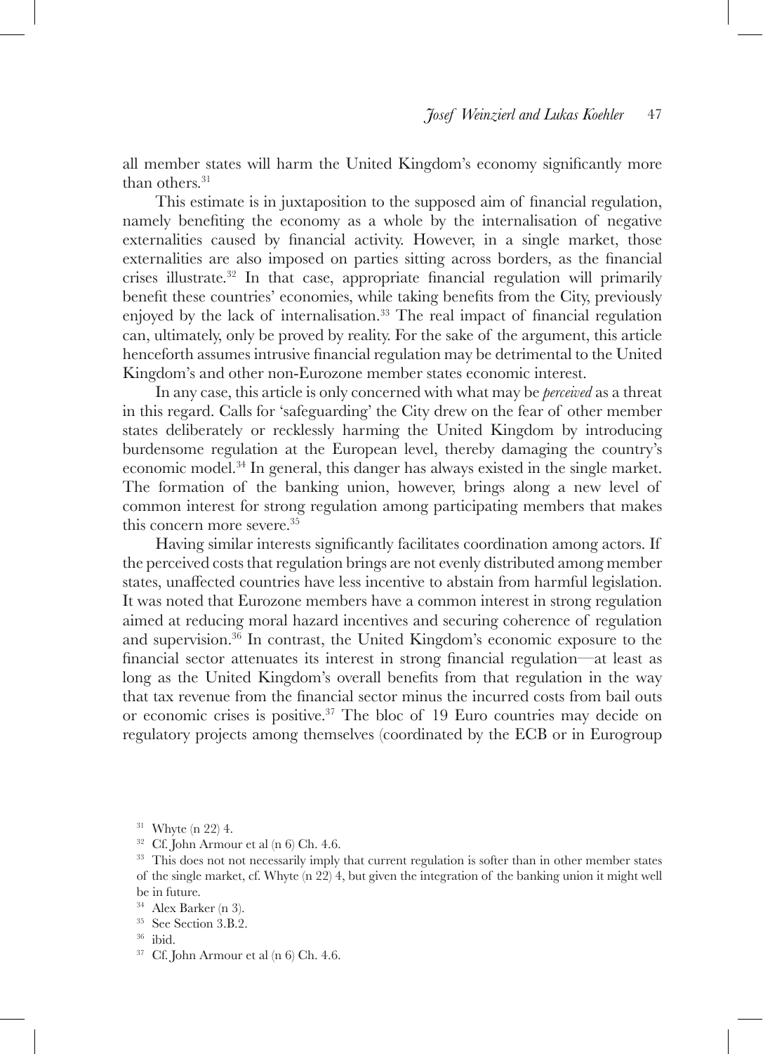all member states will harm the United Kingdom's economy significantly more than others.[31]

This estimate is in juxtaposition to the supposed aim of financial regulation, namely benefiting the economy as a whole by the internalisation of negative externalities caused by financial activity. However, in a single market, those externalities are also imposed on parties sitting across borders, as the financial crises illustrate.[32] In that case, appropriate financial regulation will primarily benefit these countries' economies, while taking benefits from the City, previously enjoyed by the lack of internalisation.[33] The real impact of financial regulation can, ultimately, only be proved by reality. For the sake of the argument, this article henceforth assumes intrusive financial regulation may be detrimental to the United Kingdom's and other non-Eurozone member states economic interest.

In any case, this article is only concerned with what may be *perceived* as a threat in this regard. Calls for 'safeguarding' the City drew on the fear of other member states deliberately or recklessly harming the United Kingdom by introducing burdensome regulation at the European level, thereby damaging the country's economic model.[34] In general, this danger has always existed in the single market. The formation of the banking union, however, brings along a new level of common interest for strong regulation among participating members that makes this concern more severe.[35]

Having similar interests significantly facilitates coordination among actors. If the perceived costs that regulation brings are not evenly distributed among member states, unaffected countries have less incentive to abstain from harmful legislation. It was noted that Eurozone members have a common interest in strong regulation aimed at reducing moral hazard incentives and securing coherence of regulation and supervision.[36] In contrast, the United Kingdom's economic exposure to the financial sector attenuates its interest in strong financial regulation—at least as long as the United Kingdom's overall benefits from that regulation in the way that tax revenue from the financial sector minus the incurred costs from bail outs or economic crises is positive.[37] The bloc of 19 Euro countries may decide on regulatory projects among themselves (coordinated by the ECB or in Eurogroup

[31] Whyte (n 22) 4.

[32] Cf. John Armour et al (n 6) Ch. 4.6.

[33] This does not not necessarily imply that current regulation is softer than in other member states of the single market, cf. Whyte (n 22) 4, but given the integration of the banking union it might well be in future.

[34] Alex Barker (n 3).

[35] See Section 3.B.2.

[36] ibid.

[37] Cf. John Armour et al (n 6) Ch. 4.6.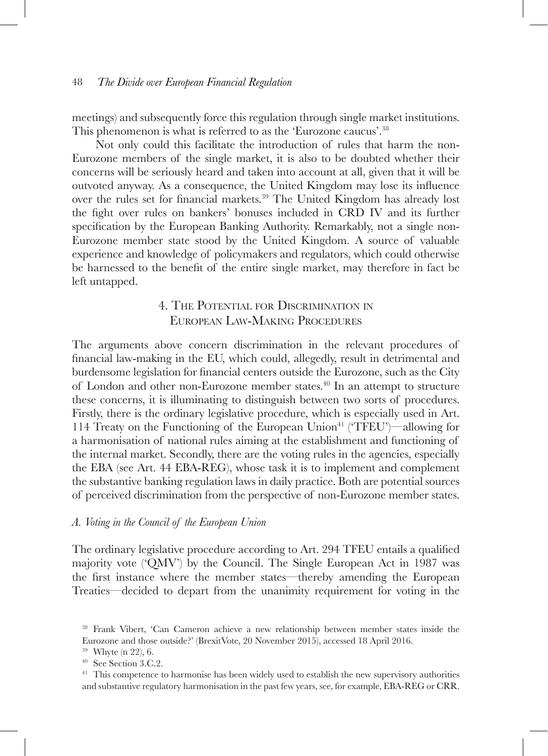meetings) and subsequently force this regulation through single market institutions. This phenomenon is what is referred to as the 'Eurozone caucus'.[38]

Not only could this facilitate the introduction of rules that harm the non-Eurozone members of the single market, it is also to be doubted whether their concerns will be seriously heard and taken into account at all, given that it will be outvoted anyway. As a consequence, the United Kingdom may lose its influence over the rules set for financial markets.[39] The United Kingdom has already lost the fight over rules on bankers' bonuses included in CRD IV and its further specification by the European Banking Authority. Remarkably, not a single non-Eurozone member state stood by the United Kingdom. A source of valuable experience and knowledge of policymakers and regulators, which could otherwise be harnessed to the benefit of the entire single market, may therefore in fact be left untapped.

## 4. The Potential for Discrimination in European Law-Making Procedures

The arguments above concern discrimination in the relevant procedures of financial law-making in the EU, which could, allegedly, result in detrimental and burdensome legislation for financial centers outside the Eurozone, such as the City of London and other non-Eurozone member states.[40] In an attempt to structure these concerns, it is illuminating to distinguish between two sorts of procedures. Firstly, there is the ordinary legislative procedure, which is especially used in Art. 114 Treaty on the Functioning of the European Union[41] ('TFEU')—allowing for a harmonisation of national rules aiming at the establishment and functioning of the internal market. Secondly, there are the voting rules in the agencies, especially the EBA (see Art. 44 EBA-REG), whose task it is to implement and complement the substantive banking regulation laws in daily practice. Both are potential sources of perceived discrimination from the perspective of non-Eurozone member states.

### *A. Voting in the Council of the European Union*

The ordinary legislative procedure according to Art. 294 TFEU entails a qualified majority vote ('QMV') by the Council. The Single European Act in 1987 was the first instance where the member states—thereby amending the European Treaties—decided to depart from the unanimity requirement for voting in the

[38] Frank Vibert, 'Can Cameron achieve a new relationship between member states inside the Eurozone and those outside?' (BrexitVote, 20 November 2015), accessed 18 April 2016.

[39] Whyte (n 22), 6.

[40] See Section 3.C.2.

[41] This competence to harmonise has been widely used to establish the new supervisory authorities and substantive regulatory harmonisation in the past few years, see, for example, EBA-REG or CRR.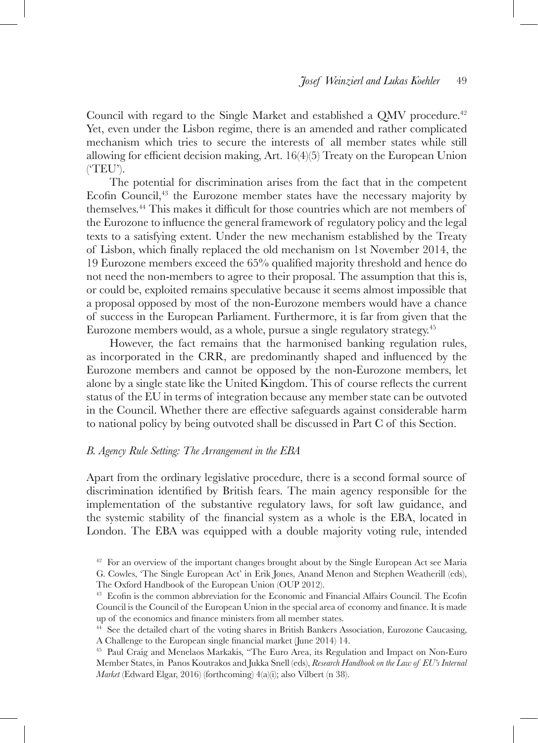Council with regard to the Single Market and established a QMV procedure.[42] Yet, even under the Lisbon regime, there is an amended and rather complicated mechanism which tries to secure the interests of all member states while still allowing for efficient decision making, Art. 16(4)(5) Treaty on the European Union ('TEU').

The potential for discrimination arises from the fact that in the competent Ecofin Council,[43] the Eurozone member states have the necessary majority by themselves.[44] This makes it difficult for those countries which are not members of the Eurozone to influence the general framework of regulatory policy and the legal texts to a satisfying extent. Under the new mechanism established by the Treaty of Lisbon, which finally replaced the old mechanism on 1st November 2014, the 19 Eurozone members exceed the 65% qualified majority threshold and hence do not need the non-members to agree to their proposal. The assumption that this is, or could be, exploited remains speculative because it seems almost impossible that a proposal opposed by most of the non-Eurozone members would have a chance of success in the European Parliament. Furthermore, it is far from given that the Eurozone members would, as a whole, pursue a single regulatory strategy.[45]

However, the fact remains that the harmonised banking regulation rules, as incorporated in the CRR, are predominantly shaped and influenced by the Eurozone members and cannot be opposed by the non-Eurozone members, let alone by a single state like the United Kingdom. This of course reflects the current status of the EU in terms of integration because any member state can be outvoted in the Council. Whether there are effective safeguards against considerable harm to national policy by being outvoted shall be discussed in Part C of this Section.

### *B. Agency Rule Setting: The Arrangement in the EBA*

Apart from the ordinary legislative procedure, there is a second formal source of discrimination identified by British fears. The main agency responsible for the implementation of the substantive regulatory laws, for soft law guidance, and the systemic stability of the financial system as a whole is the EBA, located in London. The EBA was equipped with a double majority voting rule, intended

[42] For an overview of the important changes brought about by the Single European Act see Maria G. Cowles, 'The Single European Act' in Erik Jones, Anand Menon and Stephen Weatherill (eds), The Oxford Handbook of the European Union (OUP 2012).

[43] Ecofin is the common abbreviation for the Economic and Financial Affairs Council. The Ecofin Council is the Council of the European Union in the special area of economy and finance. It is made up of the economics and finance ministers from all member states.

[44] See the detailed chart of the voting shares in British Bankers Association, Eurozone Caucasing, A Challenge to the European single financial market (June 2014) 14.

[45] Paul Craig and Menelaos Markakis, "The Euro Area, its Regulation and Impact on Non-Euro Member States, in Panos Koutrakos and Jukka Snell (eds), *Research Handbook on the Law of EU's Internal Market* (Edward Elgar, 2016) (forthcoming) 4(a)(i); also Vilbert (n 38).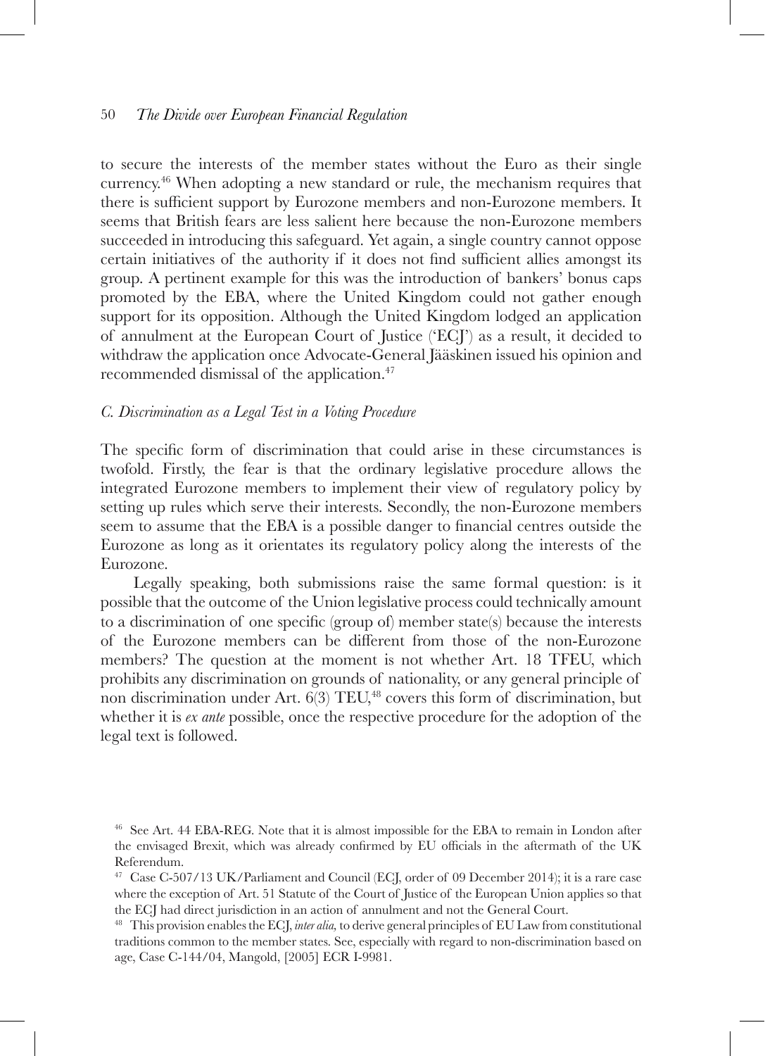to secure the interests of the member states without the Euro as their single currency.[46] When adopting a new standard or rule, the mechanism requires that there is sufficient support by Eurozone members and non-Eurozone members. It seems that British fears are less salient here because the non-Eurozone members succeeded in introducing this safeguard. Yet again, a single country cannot oppose certain initiatives of the authority if it does not find sufficient allies amongst its group. A pertinent example for this was the introduction of bankers' bonus caps promoted by the EBA, where the United Kingdom could not gather enough support for its opposition. Although the United Kingdom lodged an application of annulment at the European Court of Justice ('ECJ') as a result, it decided to withdraw the application once Advocate-General Jääskinen issued his opinion and recommended dismissal of the application.[47]

### *C. Discrimination as a Legal Test in a Voting Procedure*

The specific form of discrimination that could arise in these circumstances is twofold. Firstly, the fear is that the ordinary legislative procedure allows the integrated Eurozone members to implement their view of regulatory policy by setting up rules which serve their interests. Secondly, the non-Eurozone members seem to assume that the EBA is a possible danger to financial centres outside the Eurozone as long as it orientates its regulatory policy along the interests of the Eurozone.

Legally speaking, both submissions raise the same formal question: is it possible that the outcome of the Union legislative process could technically amount to a discrimination of one specific (group of) member state(s) because the interests of the Eurozone members can be different from those of the non-Eurozone members? The question at the moment is not whether Art. 18 TFEU, which prohibits any discrimination on grounds of nationality, or any general principle of non discrimination under Art. 6(3) TEU,[48] covers this form of discrimination, but whether it is *ex ante* possible, once the respective procedure for the adoption of the legal text is followed.

---

[46] See Art. 44 EBA-REG. Note that it is almost impossible for the EBA to remain in London after the envisaged Brexit, which was already confirmed by EU officials in the aftermath of the UK Referendum.

[47] Case C-507/13 UK/Parliament and Council (ECJ, order of 09 December 2014); it is a rare case where the exception of Art. 51 Statute of the Court of Justice of the European Union applies so that the ECJ had direct jurisdiction in an action of annulment and not the General Court.

[48] This provision enables the ECJ, *inter alia,* to derive general principles of EU Law from constitutional traditions common to the member states. See, especially with regard to non-discrimination based on age, Case C-144/04, Mangold, [2005] ECR I-9981.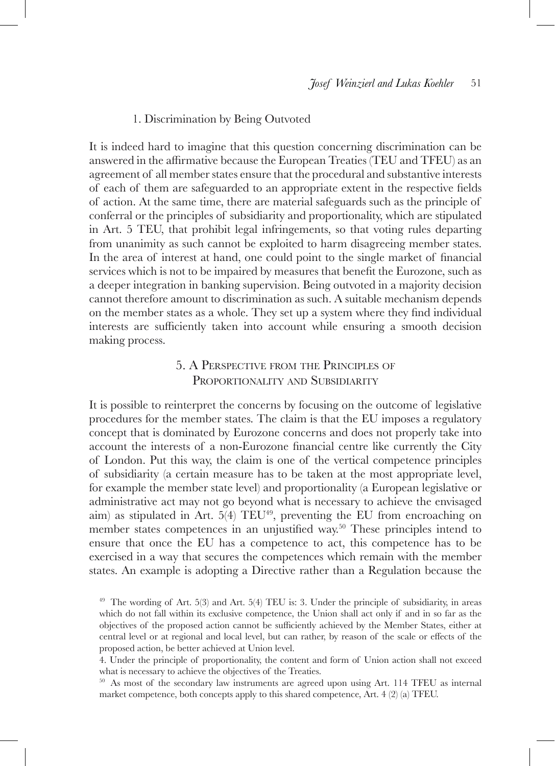### 1. Discrimination by Being Outvoted

It is indeed hard to imagine that this question concerning discrimination can be answered in the affirmative because the European Treaties (TEU and TFEU) as an agreement of all member states ensure that the procedural and substantive interests of each of them are safeguarded to an appropriate extent in the respective fields of action. At the same time, there are material safeguards such as the principle of conferral or the principles of subsidiarity and proportionality, which are stipulated in Art. 5 TEU, that prohibit legal infringements, so that voting rules departing from unanimity as such cannot be exploited to harm disagreeing member states. In the area of interest at hand, one could point to the single market of financial services which is not to be impaired by measures that benefit the Eurozone, such as a deeper integration in banking supervision. Being outvoted in a majority decision cannot therefore amount to discrimination as such. A suitable mechanism depends on the member states as a whole. They set up a system where they find individual interests are sufficiently taken into account while ensuring a smooth decision making process.

## 5. A Perspective from the Principles of Proportionality and Subsidiarity

It is possible to reinterpret the concerns by focusing on the outcome of legislative procedures for the member states. The claim is that the EU imposes a regulatory concept that is dominated by Eurozone concerns and does not properly take into account the interests of a non-Eurozone financial centre like currently the City of London. Put this way, the claim is one of the vertical competence principles of subsidiarity (a certain measure has to be taken at the most appropriate level, for example the member state level) and proportionality (a European legislative or administrative act may not go beyond what is necessary to achieve the envisaged aim) as stipulated in Art. 5(4) TEU[49], preventing the EU from encroaching on member states competences in an unjustified way.[50] These principles intend to ensure that once the EU has a competence to act, this competence has to be exercised in a way that secures the competences which remain with the member states. An example is adopting a Directive rather than a Regulation because the

[49] The wording of Art. 5(3) and Art. 5(4) TEU is: 3. Under the principle of subsidiarity, in areas which do not fall within its exclusive competence, the Union shall act only if and in so far as the objectives of the proposed action cannot be sufficiently achieved by the Member States, either at central level or at regional and local level, but can rather, by reason of the scale or effects of the proposed action, be better achieved at Union level.

4. Under the principle of proportionality, the content and form of Union action shall not exceed what is necessary to achieve the objectives of the Treaties.

[50] As most of the secondary law instruments are agreed upon using Art. 114 TFEU as internal market competence, both concepts apply to this shared competence, Art. 4 (2) (a) TFEU.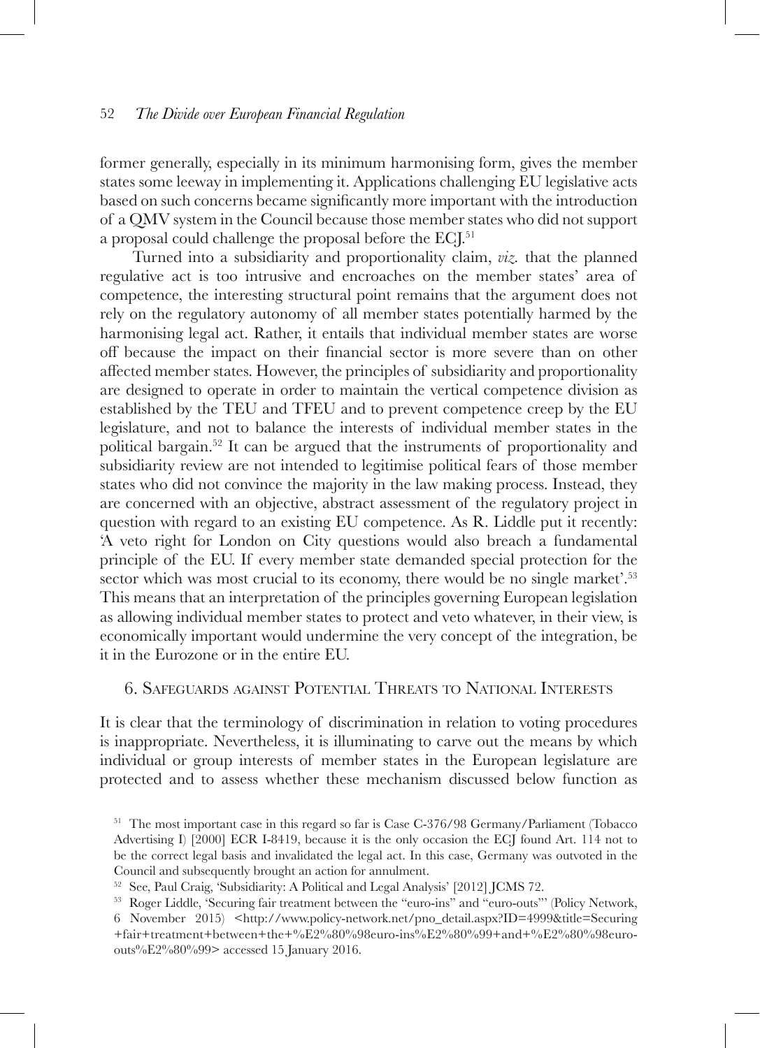former generally, especially in its minimum harmonising form, gives the member states some leeway in implementing it. Applications challenging EU legislative acts based on such concerns became significantly more important with the introduction of a QMV system in the Council because those member states who did not support a proposal could challenge the proposal before the ECJ.[51]

Turned into a subsidiarity and proportionality claim, *viz.* that the planned regulative act is too intrusive and encroaches on the member states' area of competence, the interesting structural point remains that the argument does not rely on the regulatory autonomy of all member states potentially harmed by the harmonising legal act. Rather, it entails that individual member states are worse off because the impact on their financial sector is more severe than on other affected member states. However, the principles of subsidiarity and proportionality are designed to operate in order to maintain the vertical competence division as established by the TEU and TFEU and to prevent competence creep by the EU legislature, and not to balance the interests of individual member states in the political bargain.[52] It can be argued that the instruments of proportionality and subsidiarity review are not intended to legitimise political fears of those member states who did not convince the majority in the law making process. Instead, they are concerned with an objective, abstract assessment of the regulatory project in question with regard to an existing EU competence. As R. Liddle put it recently: 'A veto right for London on City questions would also breach a fundamental principle of the EU. If every member state demanded special protection for the sector which was most crucial to its economy, there would be no single market'.[53] This means that an interpretation of the principles governing European legislation as allowing individual member states to protect and veto whatever, in their view, is economically important would undermine the very concept of the integration, be it in the Eurozone or in the entire EU.

## 6. Safeguards against Potential Threats to National Interests

It is clear that the terminology of discrimination in relation to voting procedures is inappropriate. Nevertheless, it is illuminating to carve out the means by which individual or group interests of member states in the European legislature are protected and to assess whether these mechanism discussed below function as

---

[51] The most important case in this regard so far is Case C-376/98 Germany/Parliament (Tobacco Advertising I) [2000] ECR I-8419, because it is the only occasion the ECJ found Art. 114 not to be the correct legal basis and invalidated the legal act. In this case, Germany was outvoted in the Council and subsequently brought an action for annulment.

[52] See, Paul Craig, 'Subsidiarity: A Political and Legal Analysis' [2012] JCMS 72.

[53] Roger Liddle, 'Securing fair treatment between the "euro-ins" and "euro-outs"' (Policy Network, 6 November 2015) <http://www.policy-network.net/pno_detail.aspx?ID=4999&title=Securing+fair+treatment+between+the+%E2%80%98euro-ins%E2%80%99+and+%E2%80%98euro-outs%E2%80%99> accessed 15 January 2016.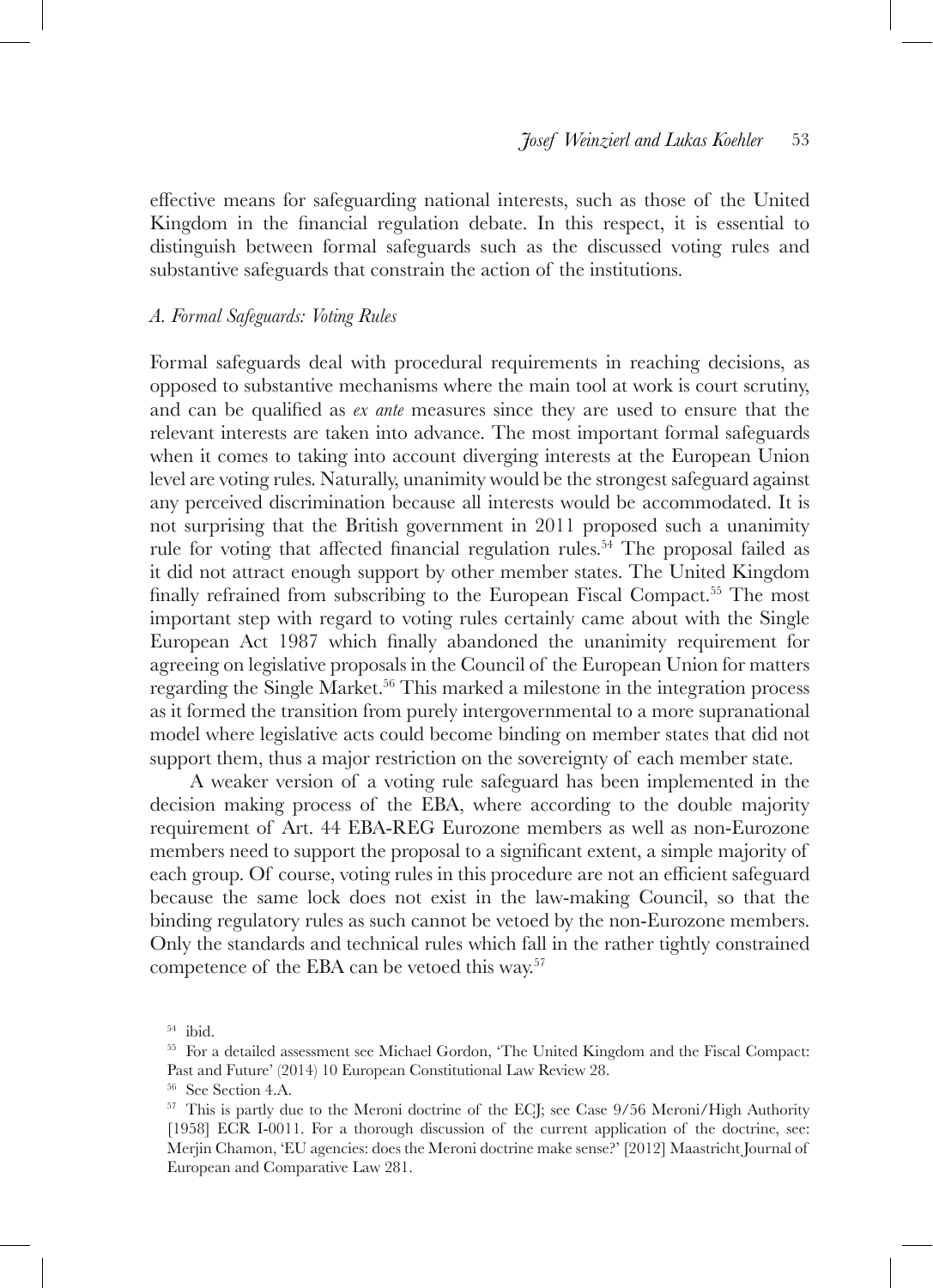effective means for safeguarding national interests, such as those of the United Kingdom in the financial regulation debate. In this respect, it is essential to distinguish between formal safeguards such as the discussed voting rules and substantive safeguards that constrain the action of the institutions.

### *A. Formal Safeguards: Voting Rules*

Formal safeguards deal with procedural requirements in reaching decisions, as opposed to substantive mechanisms where the main tool at work is court scrutiny, and can be qualified as *ex ante* measures since they are used to ensure that the relevant interests are taken into advance. The most important formal safeguards when it comes to taking into account diverging interests at the European Union level are voting rules. Naturally, unanimity would be the strongest safeguard against any perceived discrimination because all interests would be accommodated. It is not surprising that the British government in 2011 proposed such a unanimity rule for voting that affected financial regulation rules.[54] The proposal failed as it did not attract enough support by other member states. The United Kingdom finally refrained from subscribing to the European Fiscal Compact.[55] The most important step with regard to voting rules certainly came about with the Single European Act 1987 which finally abandoned the unanimity requirement for agreeing on legislative proposals in the Council of the European Union for matters regarding the Single Market.[56] This marked a milestone in the integration process as it formed the transition from purely intergovernmental to a more supranational model where legislative acts could become binding on member states that did not support them, thus a major restriction on the sovereignty of each member state.

A weaker version of a voting rule safeguard has been implemented in the decision making process of the EBA, where according to the double majority requirement of Art. 44 EBA-REG Eurozone members as well as non-Eurozone members need to support the proposal to a significant extent, a simple majority of each group. Of course, voting rules in this procedure are not an efficient safeguard because the same lock does not exist in the law-making Council, so that the binding regulatory rules as such cannot be vetoed by the non-Eurozone members. Only the standards and technical rules which fall in the rather tightly constrained competence of the EBA can be vetoed this way.[57]

[54] ibid.

[55] For a detailed assessment see Michael Gordon, 'The United Kingdom and the Fiscal Compact: Past and Future' (2014) 10 European Constitutional Law Review 28.

[56] See Section 4.A.

[57] This is partly due to the Meroni doctrine of the ECJ; see Case 9/56 Meroni/High Authority [1958] ECR I-0011. For a thorough discussion of the current application of the doctrine, see: Merjin Chamon, 'EU agencies: does the Meroni doctrine make sense?' [2012] Maastricht Journal of European and Comparative Law 281.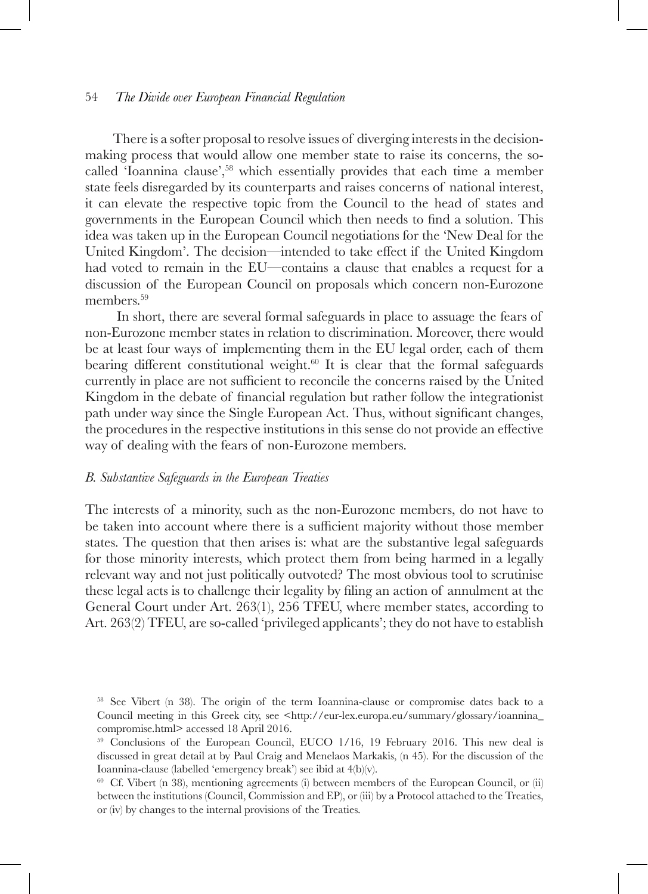There is a softer proposal to resolve issues of diverging interests in the decision-making process that would allow one member state to raise its concerns, the so-called 'Ioannina clause',[58] which essentially provides that each time a member state feels disregarded by its counterparts and raises concerns of national interest, it can elevate the respective topic from the Council to the head of states and governments in the European Council which then needs to find a solution. This idea was taken up in the European Council negotiations for the 'New Deal for the United Kingdom'. The decision—intended to take effect if the United Kingdom had voted to remain in the EU—contains a clause that enables a request for a discussion of the European Council on proposals which concern non-Eurozone members.[59]

In short, there are several formal safeguards in place to assuage the fears of non-Eurozone member states in relation to discrimination. Moreover, there would be at least four ways of implementing them in the EU legal order, each of them bearing different constitutional weight.[60] It is clear that the formal safeguards currently in place are not sufficient to reconcile the concerns raised by the United Kingdom in the debate of financial regulation but rather follow the integrationist path under way since the Single European Act. Thus, without significant changes, the procedures in the respective institutions in this sense do not provide an effective way of dealing with the fears of non-Eurozone members.

### *B. Substantive Safeguards in the European Treaties*

The interests of a minority, such as the non-Eurozone members, do not have to be taken into account where there is a sufficient majority without those member states. The question that then arises is: what are the substantive legal safeguards for those minority interests, which protect them from being harmed in a legally relevant way and not just politically outvoted? The most obvious tool to scrutinise these legal acts is to challenge their legality by filing an action of annulment at the General Court under Art. 263(1), 256 TFEU, where member states, according to Art. 263(2) TFEU, are so-called 'privileged applicants'; they do not have to establish

---

[58] See Vibert (n 38). The origin of the term Ioannina-clause or compromise dates back to a Council meeting in this Greek city, see <http://eur-lex.europa.eu/summary/glossary/ioannina_compromise.html> accessed 18 April 2016.

[59] Conclusions of the European Council, EUCO 1/16, 19 February 2016. This new deal is discussed in great detail at by Paul Craig and Menelaos Markakis, (n 45). For the discussion of the Ioannina-clause (labelled 'emergency break') see ibid at 4(b)(v).

[60] Cf. Vibert (n 38), mentioning agreements (i) between members of the European Council, or (ii) between the institutions (Council, Commission and EP), or (iii) by a Protocol attached to the Treaties, or (iv) by changes to the internal provisions of the Treaties.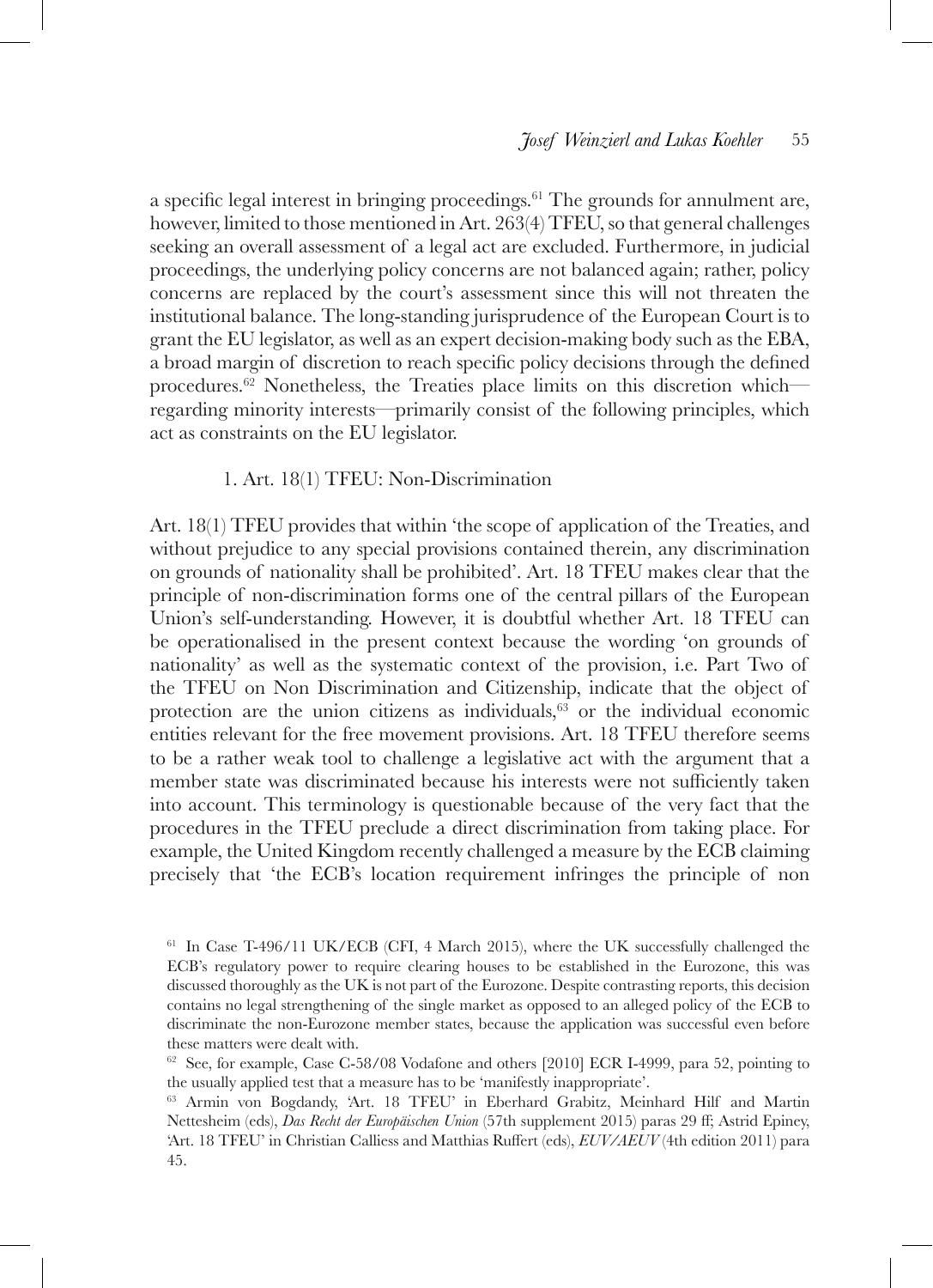a specific legal interest in bringing proceedings.[61] The grounds for annulment are, however, limited to those mentioned in Art. 263(4) TFEU, so that general challenges seeking an overall assessment of a legal act are excluded. Furthermore, in judicial proceedings, the underlying policy concerns are not balanced again; rather, policy concerns are replaced by the court's assessment since this will not threaten the institutional balance. The long-standing jurisprudence of the European Court is to grant the EU legislator, as well as an expert decision-making body such as the EBA, a broad margin of discretion to reach specific policy decisions through the defined procedures.[62] Nonetheless, the Treaties place limits on this discretion which—regarding minority interests—primarily consist of the following principles, which act as constraints on the EU legislator.

### 1. Art. 18(1) TFEU: Non-Discrimination

Art. 18(1) TFEU provides that within 'the scope of application of the Treaties, and without prejudice to any special provisions contained therein, any discrimination on grounds of nationality shall be prohibited'. Art. 18 TFEU makes clear that the principle of non-discrimination forms one of the central pillars of the European Union's self-understanding. However, it is doubtful whether Art. 18 TFEU can be operationalised in the present context because the wording 'on grounds of nationality' as well as the systematic context of the provision, i.e. Part Two of the TFEU on Non Discrimination and Citizenship, indicate that the object of protection are the union citizens as individuals,[63] or the individual economic entities relevant for the free movement provisions. Art. 18 TFEU therefore seems to be a rather weak tool to challenge a legislative act with the argument that a member state was discriminated because his interests were not sufficiently taken into account. This terminology is questionable because of the very fact that the procedures in the TFEU preclude a direct discrimination from taking place. For example, the United Kingdom recently challenged a measure by the ECB claiming precisely that 'the ECB's location requirement infringes the principle of non

---

[61] In Case T-496/11 UK/ECB (CFI, 4 March 2015), where the UK successfully challenged the ECB's regulatory power to require clearing houses to be established in the Eurozone, this was discussed thoroughly as the UK is not part of the Eurozone. Despite contrasting reports, this decision contains no legal strengthening of the single market as opposed to an alleged policy of the ECB to discriminate the non-Eurozone member states, because the application was successful even before these matters were dealt with.

[62] See, for example, Case C-58/08 Vodafone and others [2010] ECR I-4999, para 52, pointing to the usually applied test that a measure has to be 'manifestly inappropriate'.

[63] Armin von Bogdandy, 'Art. 18 TFEU' in Eberhard Grabitz, Meinhard Hilf and Martin Nettesheim (eds), *Das Recht der Europäischen Union* (57th supplement 2015) paras 29 ff; Astrid Epiney, 'Art. 18 TFEU' in Christian Calliess and Matthias Ruffert (eds), *EUV/AEUV* (4th edition 2011) para 45.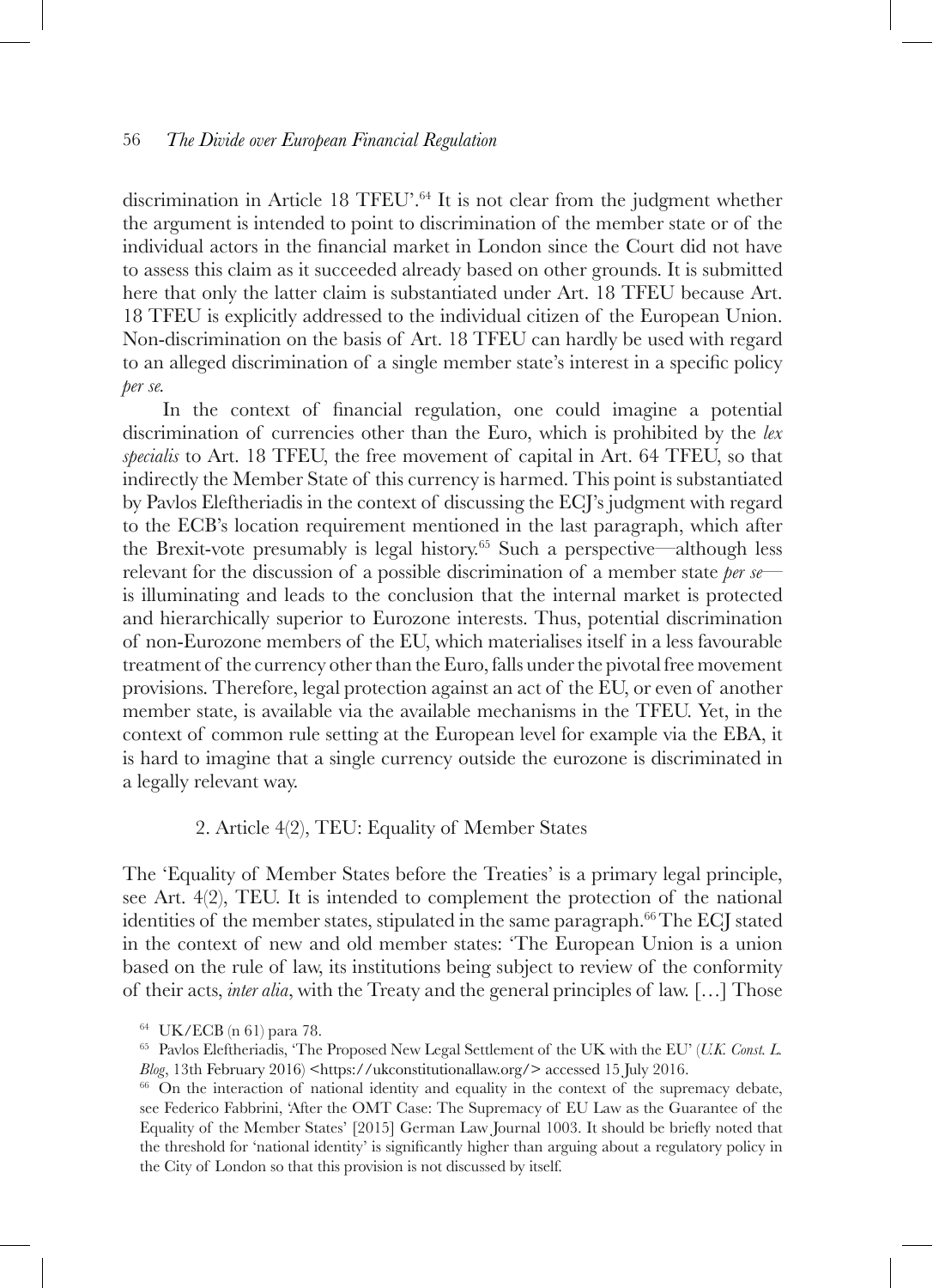discrimination in Article 18 TFEU'.[64] It is not clear from the judgment whether the argument is intended to point to discrimination of the member state or of the individual actors in the financial market in London since the Court did not have to assess this claim as it succeeded already based on other grounds. It is submitted here that only the latter claim is substantiated under Art. 18 TFEU because Art. 18 TFEU is explicitly addressed to the individual citizen of the European Union. Non-discrimination on the basis of Art. 18 TFEU can hardly be used with regard to an alleged discrimination of a single member state's interest in a specific policy *per se*.

In the context of financial regulation, one could imagine a potential discrimination of currencies other than the Euro, which is prohibited by the *lex specialis* to Art. 18 TFEU, the free movement of capital in Art. 64 TFEU, so that indirectly the Member State of this currency is harmed. This point is substantiated by Pavlos Eleftheriadis in the context of discussing the ECJ's judgment with regard to the ECB's location requirement mentioned in the last paragraph, which after the Brexit-vote presumably is legal history.[65] Such a perspective—although less relevant for the discussion of a possible discrimination of a member state *per se*—is illuminating and leads to the conclusion that the internal market is protected and hierarchically superior to Eurozone interests. Thus, potential discrimination of non-Eurozone members of the EU, which materialises itself in a less favourable treatment of the currency other than the Euro, falls under the pivotal free movement provisions. Therefore, legal protection against an act of the EU, or even of another member state, is available via the available mechanisms in the TFEU. Yet, in the context of common rule setting at the European level for example via the EBA, it is hard to imagine that a single currency outside the eurozone is discriminated in a legally relevant way.

### 2. Article 4(2), TEU: Equality of Member States

The 'Equality of Member States before the Treaties' is a primary legal principle, see Art. 4(2), TEU. It is intended to complement the protection of the national identities of the member states, stipulated in the same paragraph.[66] The ECJ stated in the context of new and old member states: 'The European Union is a union based on the rule of law, its institutions being subject to review of the conformity of their acts, *inter alia*, with the Treaty and the general principles of law. […] Those

[64] UK/ECB (n 61) para 78.

[65] Pavlos Eleftheriadis, 'The Proposed New Legal Settlement of the UK with the EU' (*U.K. Const. L. Blog*, 13th February 2016) <https://ukconstitutionallaw.org/> accessed 15 July 2016.

[66] On the interaction of national identity and equality in the context of the supremacy debate, see Federico Fabbrini, 'After the OMT Case: The Supremacy of EU Law as the Guarantee of the Equality of the Member States' [2015] German Law Journal 1003. It should be briefly noted that the threshold for 'national identity' is significantly higher than arguing about a regulatory policy in the City of London so that this provision is not discussed by itself.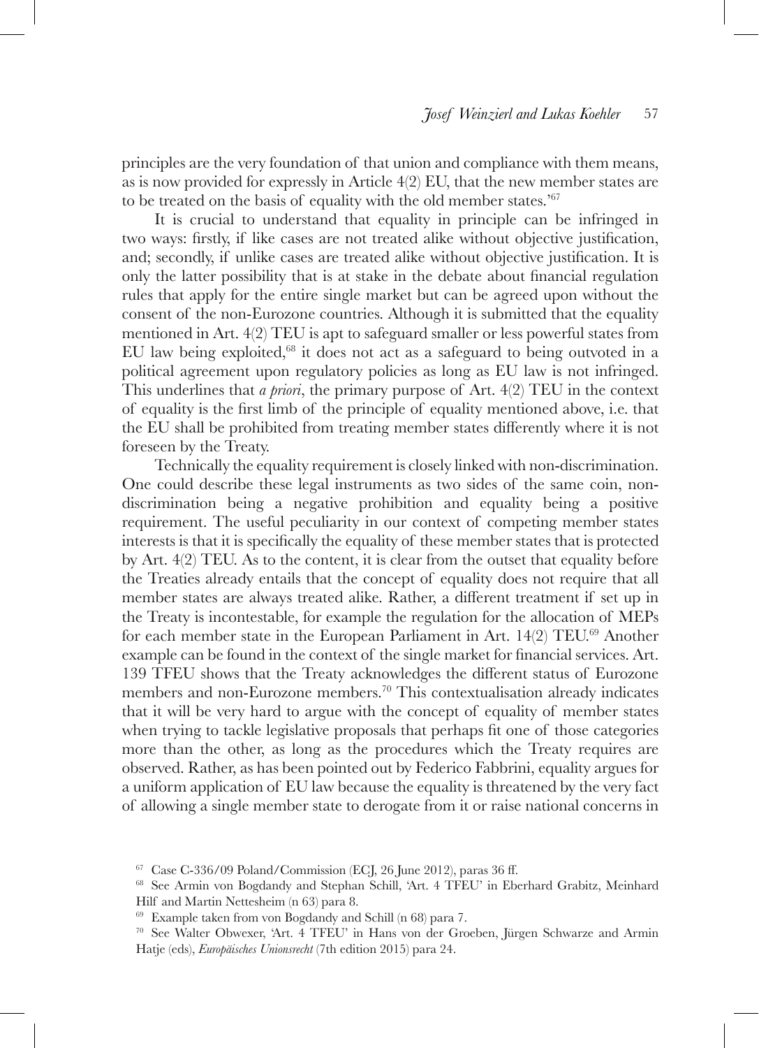principles are the very foundation of that union and compliance with them means, as is now provided for expressly in Article 4(2) EU, that the new member states are to be treated on the basis of equality with the old member states.'[67]

It is crucial to understand that equality in principle can be infringed in two ways: firstly, if like cases are not treated alike without objective justification, and; secondly, if unlike cases are treated alike without objective justification. It is only the latter possibility that is at stake in the debate about financial regulation rules that apply for the entire single market but can be agreed upon without the consent of the non-Eurozone countries. Although it is submitted that the equality mentioned in Art. 4(2) TEU is apt to safeguard smaller or less powerful states from EU law being exploited,[68] it does not act as a safeguard to being outvoted in a political agreement upon regulatory policies as long as EU law is not infringed. This underlines that *a priori*, the primary purpose of Art. 4(2) TEU in the context of equality is the first limb of the principle of equality mentioned above, i.e. that the EU shall be prohibited from treating member states differently where it is not foreseen by the Treaty.

Technically the equality requirement is closely linked with non-discrimination. One could describe these legal instruments as two sides of the same coin, non-discrimination being a negative prohibition and equality being a positive requirement. The useful peculiarity in our context of competing member states interests is that it is specifically the equality of these member states that is protected by Art. 4(2) TEU. As to the content, it is clear from the outset that equality before the Treaties already entails that the concept of equality does not require that all member states are always treated alike. Rather, a different treatment if set up in the Treaty is incontestable, for example the regulation for the allocation of MEPs for each member state in the European Parliament in Art. 14(2) TEU.[69] Another example can be found in the context of the single market for financial services. Art. 139 TFEU shows that the Treaty acknowledges the different status of Eurozone members and non-Eurozone members.[70] This contextualisation already indicates that it will be very hard to argue with the concept of equality of member states when trying to tackle legislative proposals that perhaps fit one of those categories more than the other, as long as the procedures which the Treaty requires are observed. Rather, as has been pointed out by Federico Fabbrini, equality argues for a uniform application of EU law because the equality is threatened by the very fact of allowing a single member state to derogate from it or raise national concerns in

---

[67] Case C-336/09 Poland/Commission (ECJ, 26 June 2012), paras 36 ff.

[68] See Armin von Bogdandy and Stephan Schill, 'Art. 4 TFEU' in Eberhard Grabitz, Meinhard Hilf and Martin Nettesheim (n 63) para 8.

[69] Example taken from von Bogdandy and Schill (n 68) para 7.

[70] See Walter Obwexer, 'Art. 4 TFEU' in Hans von der Groeben, Jürgen Schwarze and Armin Hatje (eds), *Europäisches Unionsrecht* (7th edition 2015) para 24.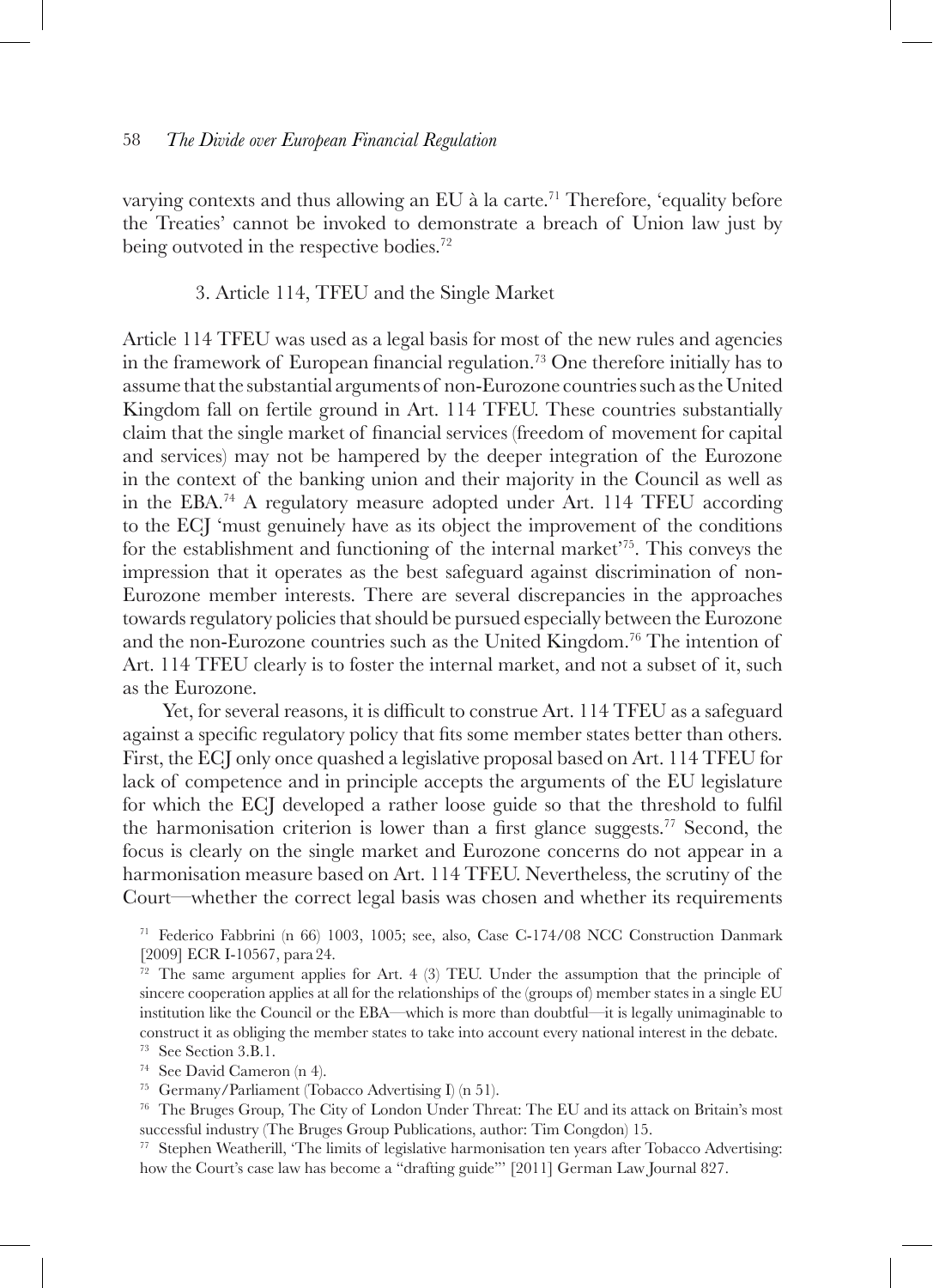varying contexts and thus allowing an EU à la carte.[71] Therefore, 'equality before the Treaties' cannot be invoked to demonstrate a breach of Union law just by being outvoted in the respective bodies.[72]

### 3. Article 114, TFEU and the Single Market

Article 114 TFEU was used as a legal basis for most of the new rules and agencies in the framework of European financial regulation.[73] One therefore initially has to assume that the substantial arguments of non-Eurozone countries such as the United Kingdom fall on fertile ground in Art. 114 TFEU. These countries substantially claim that the single market of financial services (freedom of movement for capital and services) may not be hampered by the deeper integration of the Eurozone in the context of the banking union and their majority in the Council as well as in the EBA.[74] A regulatory measure adopted under Art. 114 TFEU according to the ECJ 'must genuinely have as its object the improvement of the conditions for the establishment and functioning of the internal market'[75]. This conveys the impression that it operates as the best safeguard against discrimination of non-Eurozone member interests. There are several discrepancies in the approaches towards regulatory policies that should be pursued especially between the Eurozone and the non-Eurozone countries such as the United Kingdom.[76] The intention of Art. 114 TFEU clearly is to foster the internal market, and not a subset of it, such as the Eurozone.

Yet, for several reasons, it is difficult to construe Art. 114 TFEU as a safeguard against a specific regulatory policy that fits some member states better than others. First, the ECJ only once quashed a legislative proposal based on Art. 114 TFEU for lack of competence and in principle accepts the arguments of the EU legislature for which the ECJ developed a rather loose guide so that the threshold to fulfil the harmonisation criterion is lower than a first glance suggests.[77] Second, the focus is clearly on the single market and Eurozone concerns do not appear in a harmonisation measure based on Art. 114 TFEU. Nevertheless, the scrutiny of the Court—whether the correct legal basis was chosen and whether its requirements

[71] Federico Fabbrini (n 66) 1003, 1005; see, also, Case C-174/08 NCC Construction Danmark [2009] ECR I-10567, para 24.

[72] The same argument applies for Art. 4 (3) TEU. Under the assumption that the principle of sincere cooperation applies at all for the relationships of the (groups of) member states in a single EU institution like the Council or the EBA—which is more than doubtful—it is legally unimaginable to construct it as obliging the member states to take into account every national interest in the debate.

[73] See Section 3.B.1.

[74] See David Cameron (n 4).

[75] Germany/Parliament (Tobacco Advertising I) (n 51).

[76] The Bruges Group, The City of London Under Threat: The EU and its attack on Britain's most successful industry (The Bruges Group Publications, author: Tim Congdon) 15.

[77] Stephen Weatherill, 'The limits of legislative harmonisation ten years after Tobacco Advertising: how the Court's case law has become a "drafting guide"' [2011] German Law Journal 827.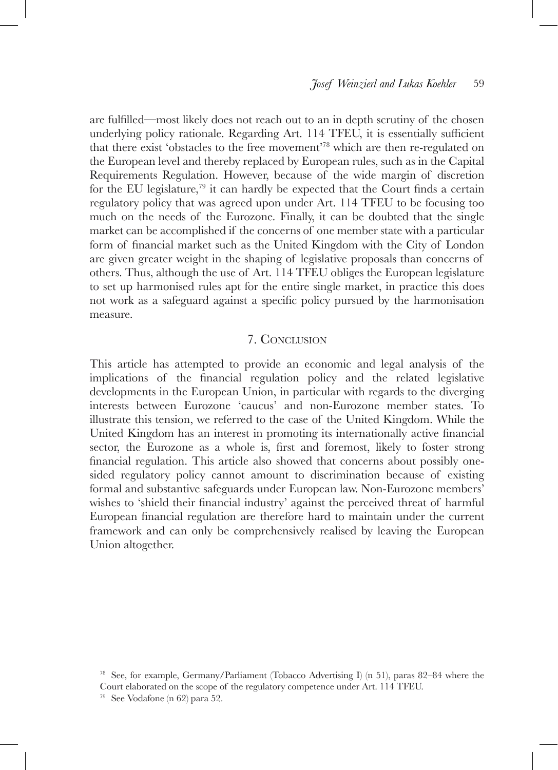are fulfilled—most likely does not reach out to an in depth scrutiny of the chosen underlying policy rationale. Regarding Art. 114 TFEU, it is essentially sufficient that there exist 'obstacles to the free movement'[78] which are then re-regulated on the European level and thereby replaced by European rules, such as in the Capital Requirements Regulation. However, because of the wide margin of discretion for the EU legislature,[79] it can hardly be expected that the Court finds a certain regulatory policy that was agreed upon under Art. 114 TFEU to be focusing too much on the needs of the Eurozone. Finally, it can be doubted that the single market can be accomplished if the concerns of one member state with a particular form of financial market such as the United Kingdom with the City of London are given greater weight in the shaping of legislative proposals than concerns of others. Thus, although the use of Art. 114 TFEU obliges the European legislature to set up harmonised rules apt for the entire single market, in practice this does not work as a safeguard against a specific policy pursued by the harmonisation measure.

## 7. Conclusion

This article has attempted to provide an economic and legal analysis of the implications of the financial regulation policy and the related legislative developments in the European Union, in particular with regards to the diverging interests between Eurozone 'caucus' and non-Eurozone member states. To illustrate this tension, we referred to the case of the United Kingdom. While the United Kingdom has an interest in promoting its internationally active financial sector, the Eurozone as a whole is, first and foremost, likely to foster strong financial regulation. This article also showed that concerns about possibly one-sided regulatory policy cannot amount to discrimination because of existing formal and substantive safeguards under European law. Non-Eurozone members' wishes to 'shield their financial industry' against the perceived threat of harmful European financial regulation are therefore hard to maintain under the current framework and can only be comprehensively realised by leaving the European Union altogether.

---

[78] See, for example, Germany/Parliament (Tobacco Advertising I) (n 51), paras 82–84 where the Court elaborated on the scope of the regulatory competence under Art. 114 TFEU.

[79] See Vodafone (n 62) para 52.